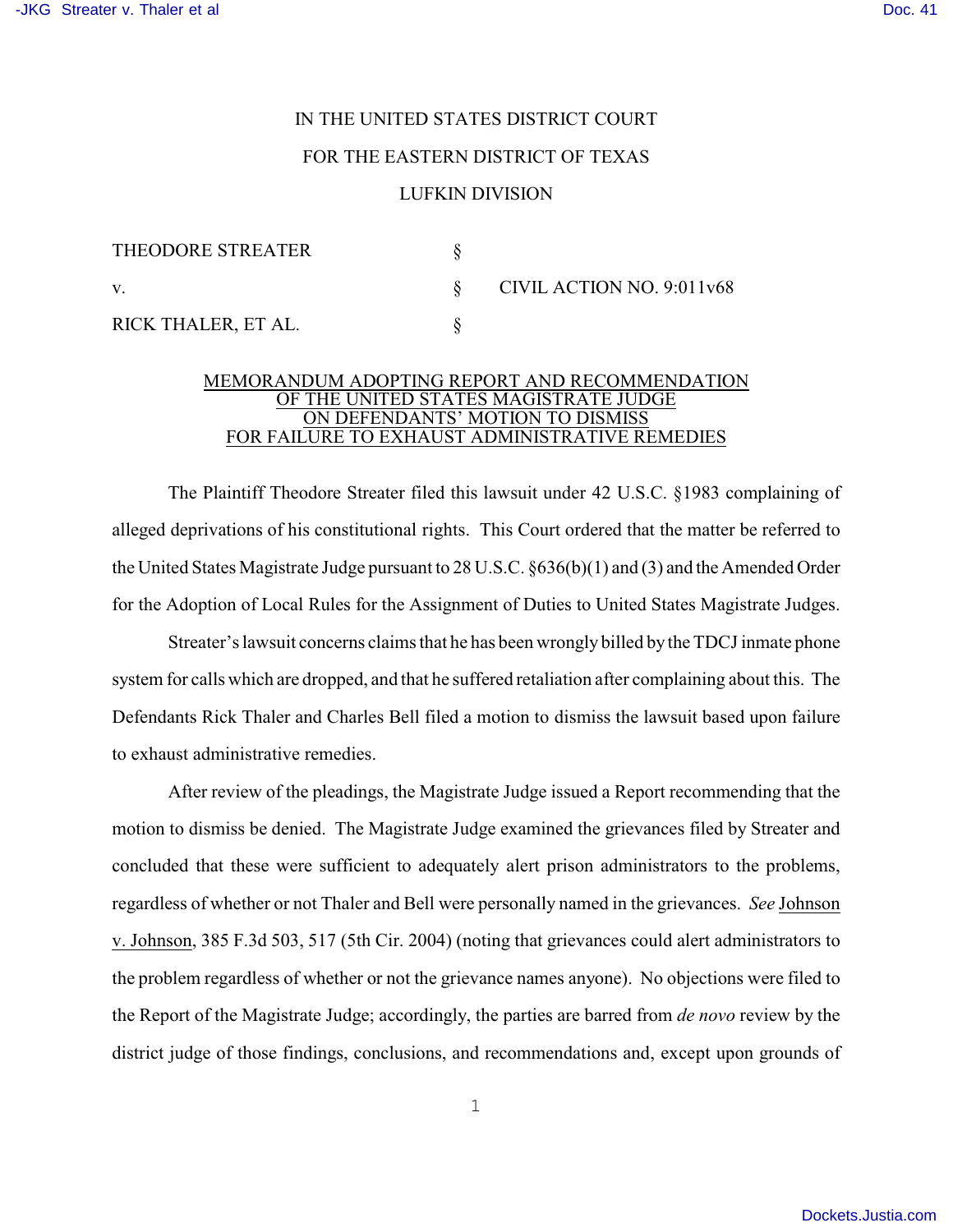IN THE UNITED STATES DISTRICT COURT

FOR THE EASTERN DISTRICT OF TEXAS

LUFKIN DIVISION

| | | |
|---|---|---|
| THEODORE STREATER | § | |
| v. | § | CIVIL ACTION NO. 9:011v68 |
| RICK THALER, ET AL. | § | |

MEMORANDUM ADOPTING REPORT AND RECOMMENDATION OF THE UNITED STATES MAGISTRATE JUDGE ON DEFENDANTS' MOTION TO DISMISS FOR FAILURE TO EXHAUST ADMINISTRATIVE REMEDIES

The Plaintiff Theodore Streater filed this lawsuit under 42 U.S.C. §1983 complaining of alleged deprivations of his constitutional rights. This Court ordered that the matter be referred to the United States Magistrate Judge pursuant to 28 U.S.C. §636(b)(1) and (3) and the Amended Order for the Adoption of Local Rules for the Assignment of Duties to United States Magistrate Judges.

Streater's lawsuit concerns claims that he has been wrongly billed by the TDCJ inmate phone system for calls which are dropped, and that he suffered retaliation after complaining about this. The Defendants Rick Thaler and Charles Bell filed a motion to dismiss the lawsuit based upon failure to exhaust administrative remedies.

After review of the pleadings, the Magistrate Judge issued a Report recommending that the motion to dismiss be denied. The Magistrate Judge examined the grievances filed by Streater and concluded that these were sufficient to adequately alert prison administrators to the problems, regardless of whether or not Thaler and Bell were personally named in the grievances. *See* Johnson v. Johnson, 385 F.3d 503, 517 (5th Cir. 2004) (noting that grievances could alert administrators to the problem regardless of whether or not the grievance names anyone). No objections were filed to the Report of the Magistrate Judge; accordingly, the parties are barred from *de novo* review by the district judge of those findings, conclusions, and recommendations and, except upon grounds of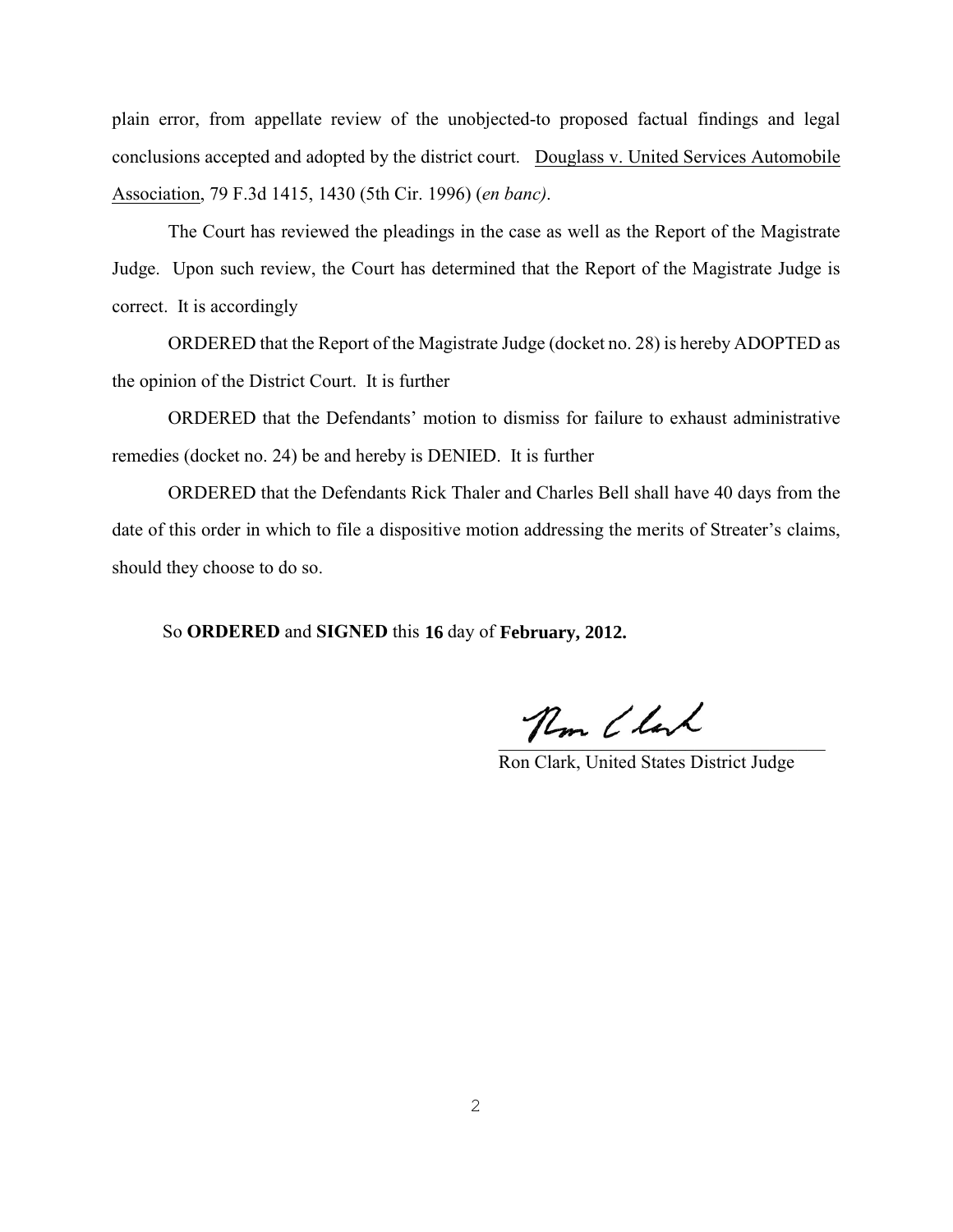plain error, from appellate review of the unobjected-to proposed factual findings and legal conclusions accepted and adopted by the district court. Douglass v. United Services Automobile Association, 79 F.3d 1415, 1430 (5th Cir. 1996) (*en banc)*.

The Court has reviewed the pleadings in the case as well as the Report of the Magistrate Judge. Upon such review, the Court has determined that the Report of the Magistrate Judge is correct. It is accordingly

ORDERED that the Report of the Magistrate Judge (docket no. 28) is hereby ADOPTED as the opinion of the District Court. It is further

ORDERED that the Defendants' motion to dismiss for failure to exhaust administrative remedies (docket no. 24) be and hereby is DENIED. It is further

ORDERED that the Defendants Rick Thaler and Charles Bell shall have 40 days from the date of this order in which to file a dispositive motion addressing the merits of Streater's claims, should they choose to do so.

So **ORDERED** and **SIGNED** this **16** day of **February, 2012.**

Ron Clark, United States District Judge